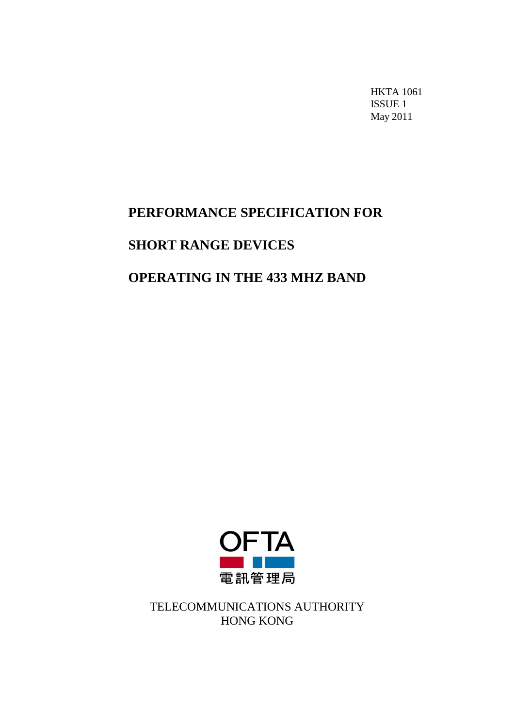HKTA 1061
ISSUE 1
May 2011

# PERFORMANCE SPECIFICATION FOR

# SHORT RANGE DEVICES

# OPERATING IN THE 433 MHZ BAND

OFTA

電訊管理局

TELECOMMUNICATIONS AUTHORITY
HONG KONG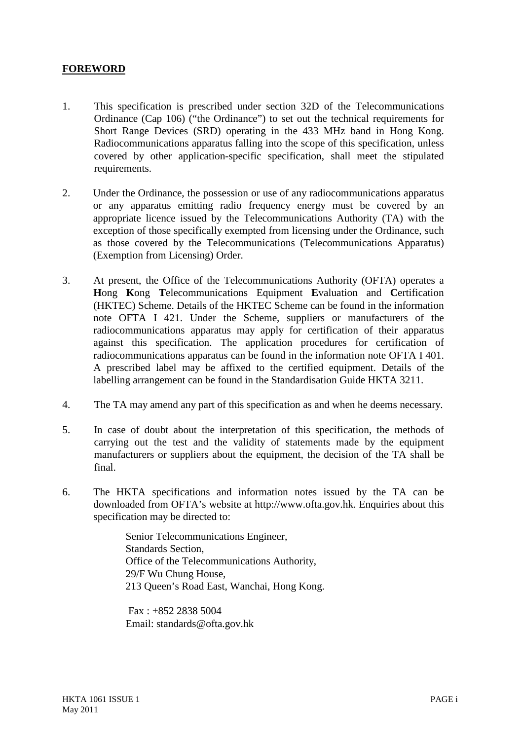# FOREWORD

1. This specification is prescribed under section 32D of the Telecommunications Ordinance (Cap 106) ("the Ordinance") to set out the technical requirements for Short Range Devices (SRD) operating in the 433 MHz band in Hong Kong. Radiocommunications apparatus falling into the scope of this specification, unless covered by other application-specific specification, shall meet the stipulated requirements.

2. Under the Ordinance, the possession or use of any radiocommunications apparatus or any apparatus emitting radio frequency energy must be covered by an appropriate licence issued by the Telecommunications Authority (TA) with the exception of those specifically exempted from licensing under the Ordinance, such as those covered by the Telecommunications (Telecommunications Apparatus) (Exemption from Licensing) Order.

3. At present, the Office of the Telecommunications Authority (OFTA) operates a **H**ong **K**ong **T**elecommunications Equipment **E**valuation and **C**ertification (HKTEC) Scheme. Details of the HKTEC Scheme can be found in the information note OFTA I 421. Under the Scheme, suppliers or manufacturers of the radiocommunications apparatus may apply for certification of their apparatus against this specification. The application procedures for certification of radiocommunications apparatus can be found in the information note OFTA I 401. A prescribed label may be affixed to the certified equipment. Details of the labelling arrangement can be found in the Standardisation Guide HKTA 3211.

4. The TA may amend any part of this specification as and when he deems necessary.

5. In case of doubt about the interpretation of this specification, the methods of carrying out the test and the validity of statements made by the equipment manufacturers or suppliers about the equipment, the decision of the TA shall be final.

6. The HKTA specifications and information notes issued by the TA can be downloaded from OFTA's website at http://www.ofta.gov.hk. Enquiries about this specification may be directed to:

   Senior Telecommunications Engineer,
   Standards Section,
   Office of the Telecommunications Authority,
   29/F Wu Chung House,
   213 Queen's Road East, Wanchai, Hong Kong.

   Fax : +852 2838 5004
   Email: standards@ofta.gov.hk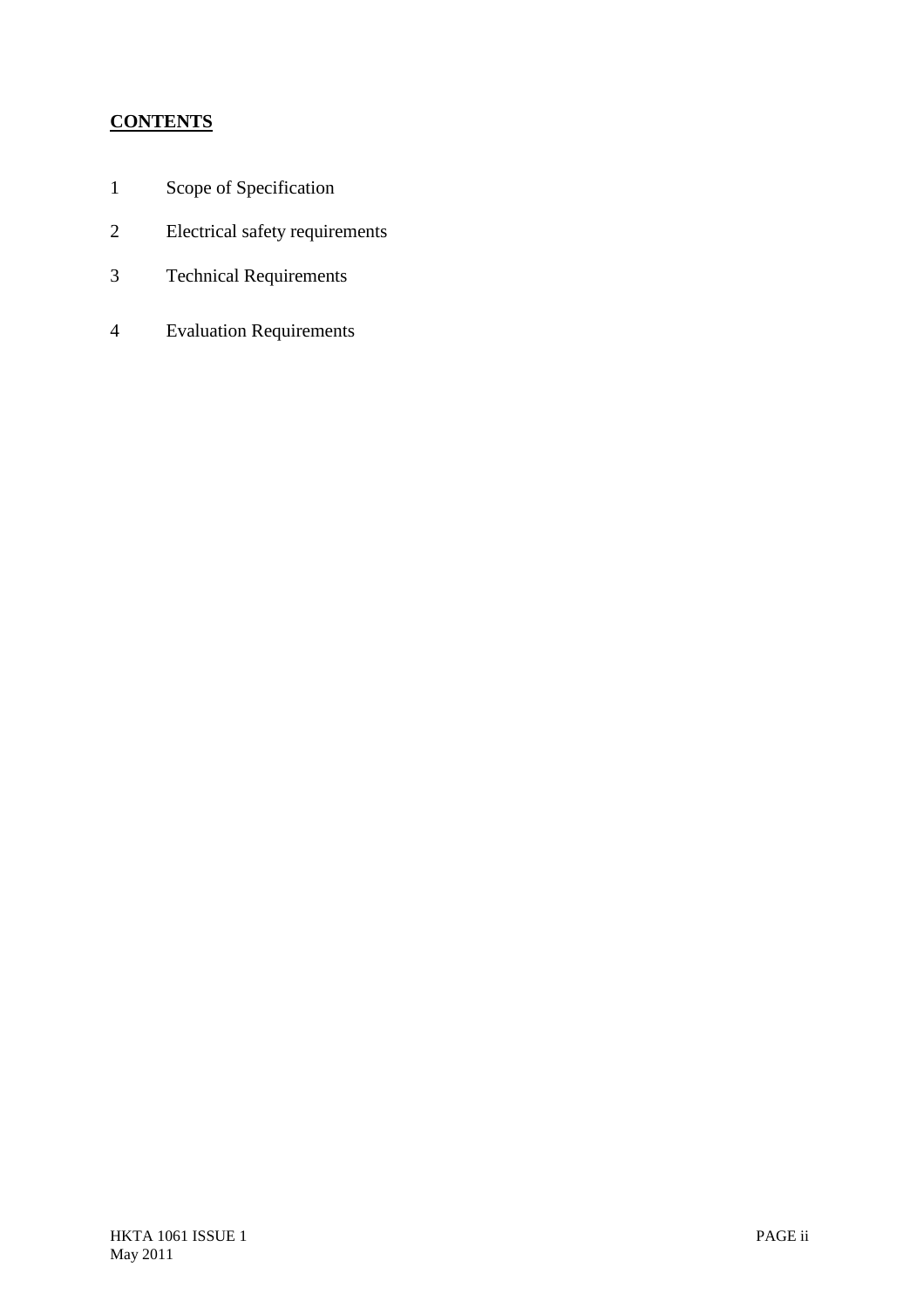**CONTENTS**

1 Scope of Specification

2 Electrical safety requirements

3 Technical Requirements

4 Evaluation Requirements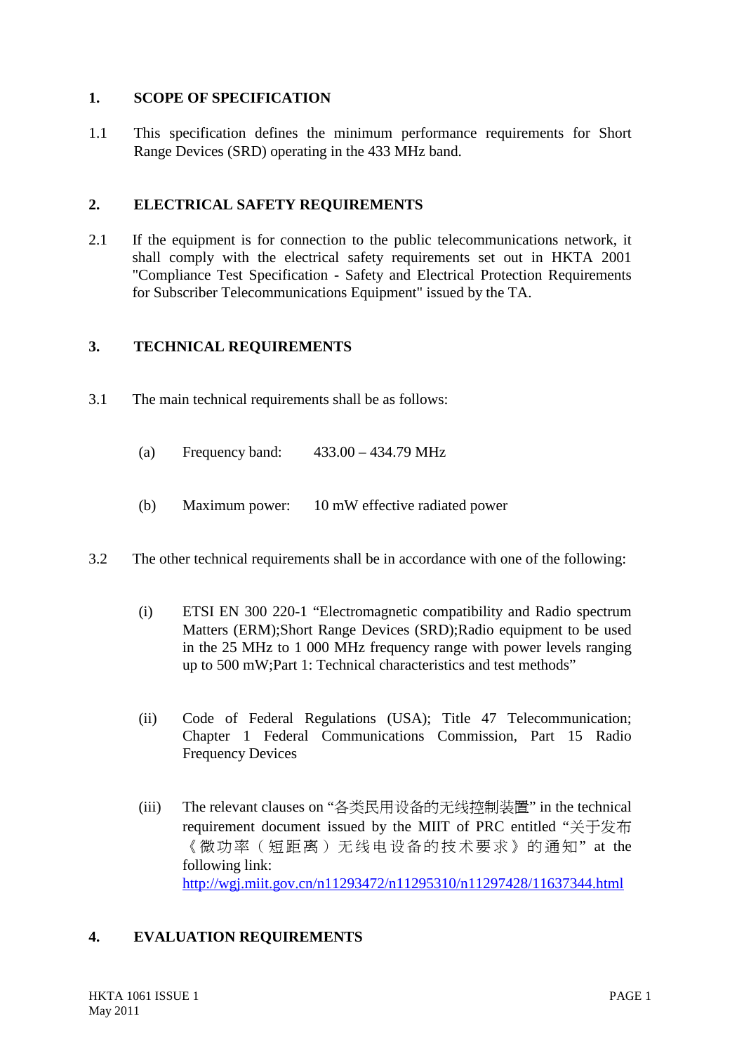## 1. SCOPE OF SPECIFICATION

1.1 This specification defines the minimum performance requirements for Short Range Devices (SRD) operating in the 433 MHz band.

## 2. ELECTRICAL SAFETY REQUIREMENTS

2.1 If the equipment is for connection to the public telecommunications network, it shall comply with the electrical safety requirements set out in HKTA 2001 "Compliance Test Specification - Safety and Electrical Protection Requirements for Subscriber Telecommunications Equipment" issued by the TA.

## 3. TECHNICAL REQUIREMENTS

3.1 The main technical requirements shall be as follows:

(a) Frequency band: 433.00 – 434.79 MHz

(b) Maximum power: 10 mW effective radiated power

3.2 The other technical requirements shall be in accordance with one of the following:

(i) ETSI EN 300 220-1 “Electromagnetic compatibility and Radio spectrum Matters (ERM);Short Range Devices (SRD);Radio equipment to be used in the 25 MHz to 1 000 MHz frequency range with power levels ranging up to 500 mW;Part 1: Technical characteristics and test methods”

(ii) Code of Federal Regulations (USA); Title 47 Telecommunication; Chapter 1 Federal Communications Commission, Part 15 Radio Frequency Devices

(iii) The relevant clauses on “各类民用设备的无线控制装置” in the technical requirement document issued by the MIIT of PRC entitled “关于发布《微功率（短距离）无线电设备的技术要求》的通知” at the following link: http://wgj.miit.gov.cn/n11293472/n11295310/n11297428/11637344.html

## 4. EVALUATION REQUIREMENTS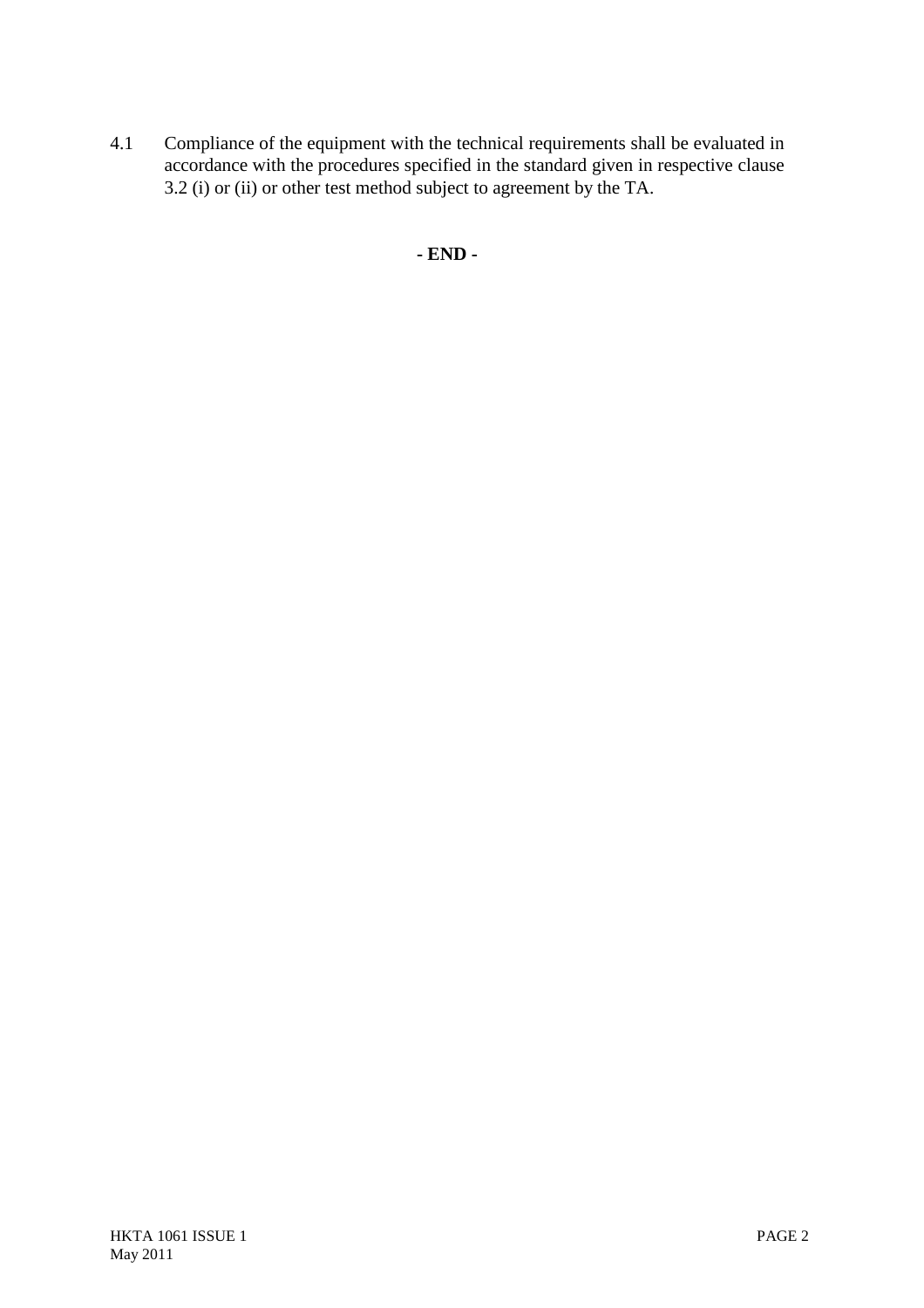4.1 Compliance of the equipment with the technical requirements shall be evaluated in accordance with the procedures specified in the standard given in respective clause 3.2 (i) or (ii) or other test method subject to agreement by the TA.

**- END -**